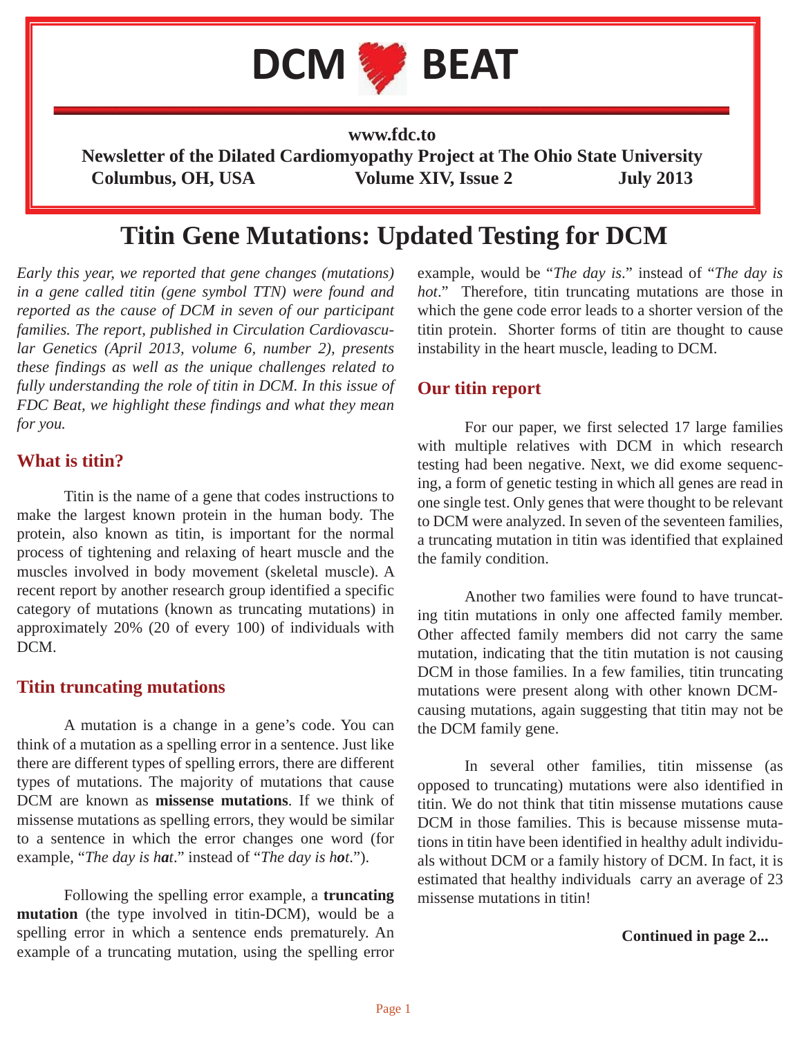# DCM BEAT

**www.fdc.to**

**Newsletter of the Dilated Cardiomyopathy Project at The Ohio State University**

**Columbus, OH, USA — Volume XIV, Issue 2 — July 2013**

# Titin Gene Mutations: Updated Testing for DCM

*Early this year, we reported that gene changes (mutations) in a gene called titin (gene symbol TTN) were found and reported as the cause of DCM in seven of our participant families. The report, published in Circulation Cardiovascular Genetics (April 2013, volume 6, number 2), presents these findings as well as the unique challenges related to fully understanding the role of titin in DCM. In this issue of FDC Beat, we highlight these findings and what they mean for you.*

## What is titin?

Titin is the name of a gene that codes instructions to make the largest known protein in the human body. The protein, also known as titin, is important for the normal process of tightening and relaxing of heart muscle and the muscles involved in body movement (skeletal muscle). A recent report by another research group identified a specific category of mutations (known as truncating mutations) in approximately 20% (20 of every 100) of individuals with DCM.

## Titin truncating mutations

A mutation is a change in a gene's code. You can think of a mutation as a spelling error in a sentence. Just like there are different types of spelling errors, there are different types of mutations. The majority of mutations that cause DCM are known as **missense mutations**. If we think of missense mutations as spelling errors, they would be similar to a sentence in which the error changes one word (for example, "*The day is h**a**t*." instead of "*The day is h**o**t*.").

Following the spelling error example, a **truncating mutation** (the type involved in titin-DCM), would be a spelling error in which a sentence ends prematurely. An example of a truncating mutation, using the spelling error example, would be "*The day is*." instead of "*The day is hot*." Therefore, titin truncating mutations are those in which the gene code error leads to a shorter version of the titin protein. Shorter forms of titin are thought to cause instability in the heart muscle, leading to DCM.

## Our titin report

For our paper, we first selected 17 large families with multiple relatives with DCM in which research testing had been negative. Next, we did exome sequencing, a form of genetic testing in which all genes are read in one single test. Only genes that were thought to be relevant to DCM were analyzed. In seven of the seventeen families, a truncating mutation in titin was identified that explained the family condition.

Another two families were found to have truncating titin mutations in only one affected family member. Other affected family members did not carry the same mutation, indicating that the titin mutation is not causing DCM in those families. In a few families, titin truncating mutations were present along with other known DCM-causing mutations, again suggesting that titin may not be the DCM family gene.

In several other families, titin missense (as opposed to truncating) mutations were also identified in titin. We do not think that titin missense mutations cause DCM in those families. This is because missense mutations in titin have been identified in healthy adult individuals without DCM or a family history of DCM. In fact, it is estimated that healthy individuals carry an average of 23 missense mutations in titin!

**Continued in page 2...**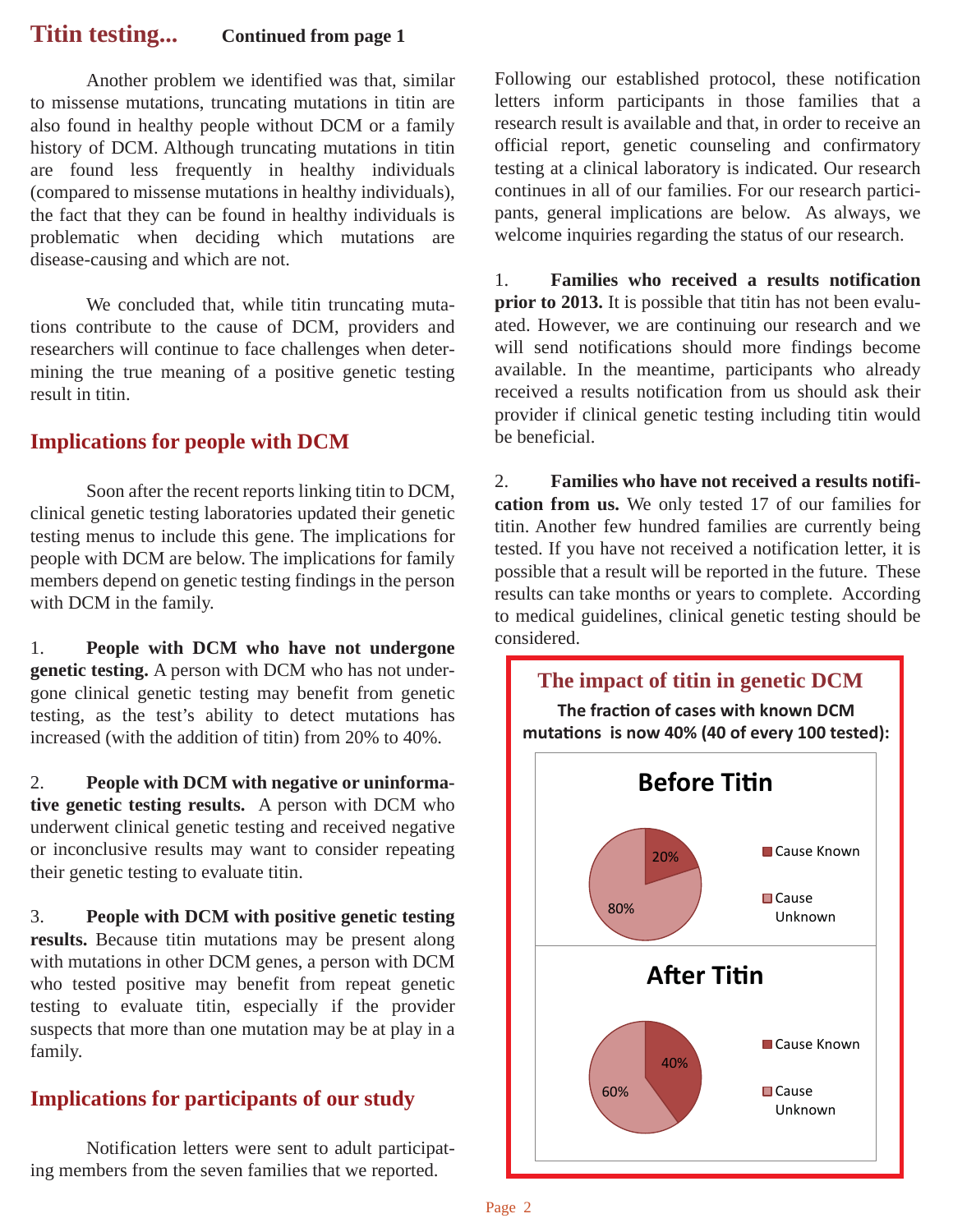## Titin testing... Continued from page 1

Another problem we identified was that, similar to missense mutations, truncating mutations in titin are also found in healthy people without DCM or a family history of DCM. Although truncating mutations in titin are found less frequently in healthy individuals (compared to missense mutations in healthy individuals), the fact that they can be found in healthy individuals is problematic when deciding which mutations are disease-causing and which are not.

We concluded that, while titin truncating mutations contribute to the cause of DCM, providers and researchers will continue to face challenges when determining the true meaning of a positive genetic testing result in titin.

### Implications for people with DCM

Soon after the recent reports linking titin to DCM, clinical genetic testing laboratories updated their genetic testing menus to include this gene. The implications for people with DCM are below. The implications for family members depend on genetic testing findings in the person with DCM in the family.

1. **People with DCM who have not undergone genetic testing.** A person with DCM who has not undergone clinical genetic testing may benefit from genetic testing, as the test's ability to detect mutations has increased (with the addition of titin) from 20% to 40%.

2. **People with DCM with negative or uninformative genetic testing results.** A person with DCM who underwent clinical genetic testing and received negative or inconclusive results may want to consider repeating their genetic testing to evaluate titin.

3. **People with DCM with positive genetic testing results.** Because titin mutations may be present along with mutations in other DCM genes, a person with DCM who tested positive may benefit from repeat genetic testing to evaluate titin, especially if the provider suspects that more than one mutation may be at play in a family.

### Implications for participants of our study

Notification letters were sent to adult participating members from the seven families that we reported. Following our established protocol, these notification letters inform participants in those families that a research result is available and that, in order to receive an official report, genetic counseling and confirmatory testing at a clinical laboratory is indicated. Our research continues in all of our families. For our research participants, general implications are below. As always, we welcome inquiries regarding the status of our research.

1. **Families who received a results notification prior to 2013.** It is possible that titin has not been evaluated. However, we are continuing our research and we will send notifications should more findings become available. In the meantime, participants who already received a results notification from us should ask their provider if clinical genetic testing including titin would be beneficial.

2. **Families who have not received a results notification from us.** We only tested 17 of our families for titin. Another few hundred families are currently being tested. If you have not received a notification letter, it is possible that a result will be reported in the future. These results can take months or years to complete. According to medical guidelines, clinical genetic testing should be considered.

### The impact of titin in genetic DCM

**The fraction of cases with known DCM mutations is now 40% (40 of every 100 tested):**

**Before Titin**

| | |
|---|---|
| Cause Known | 20% |
| Cause Unknown | 80% |

**After Titin**

| | |
|---|---|
| Cause Known | 40% |
| Cause Unknown | 60% |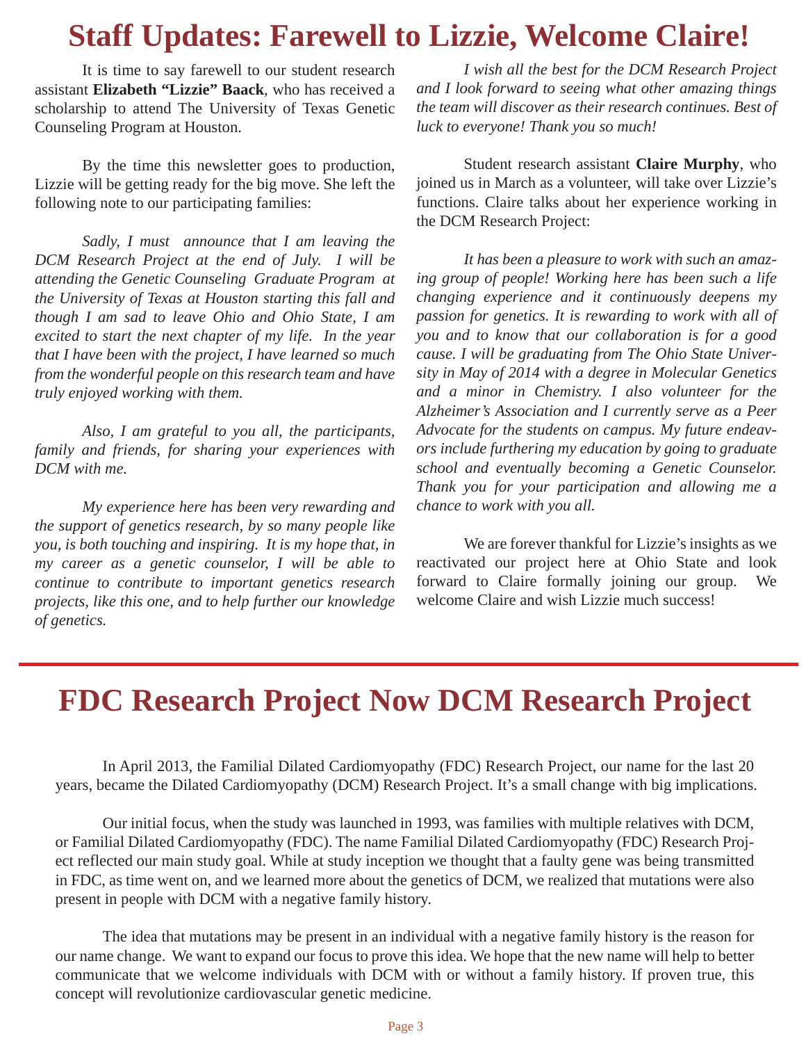# Staff Updates: Farewell to Lizzie, Welcome Claire!

It is time to say farewell to our student research assistant **Elizabeth "Lizzie" Baack**, who has received a scholarship to attend The University of Texas Genetic Counseling Program at Houston.

By the time this newsletter goes to production, Lizzie will be getting ready for the big move. She left the following note to our participating families:

*Sadly, I must announce that I am leaving the DCM Research Project at the end of July. I will be attending the Genetic Counseling Graduate Program at the University of Texas at Houston starting this fall and though I am sad to leave Ohio and Ohio State, I am excited to start the next chapter of my life. In the year that I have been with the project, I have learned so much from the wonderful people on this research team and have truly enjoyed working with them.*

*Also, I am grateful to you all, the participants, family and friends, for sharing your experiences with DCM with me.*

*My experience here has been very rewarding and the support of genetics research, by so many people like you, is both touching and inspiring. It is my hope that, in my career as a genetic counselor, I will be able to continue to contribute to important genetics research projects, like this one, and to help further our knowledge of genetics.*

*I wish all the best for the DCM Research Project and I look forward to seeing what other amazing things the team will discover as their research continues. Best of luck to everyone! Thank you so much!*

Student research assistant **Claire Murphy**, who joined us in March as a volunteer, will take over Lizzie's functions. Claire talks about her experience working in the DCM Research Project:

*It has been a pleasure to work with such an amazing group of people! Working here has been such a life changing experience and it continuously deepens my passion for genetics. It is rewarding to work with all of you and to know that our collaboration is for a good cause. I will be graduating from The Ohio State University in May of 2014 with a degree in Molecular Genetics and a minor in Chemistry. I also volunteer for the Alzheimer's Association and I currently serve as a Peer Advocate for the students on campus. My future endeavors include furthering my education by going to graduate school and eventually becoming a Genetic Counselor. Thank you for your participation and allowing me a chance to work with you all.*

We are forever thankful for Lizzie's insights as we reactivated our project here at Ohio State and look forward to Claire formally joining our group. We welcome Claire and wish Lizzie much success!

# FDC Research Project Now DCM Research Project

In April 2013, the Familial Dilated Cardiomyopathy (FDC) Research Project, our name for the last 20 years, became the Dilated Cardiomyopathy (DCM) Research Project. It's a small change with big implications.

Our initial focus, when the study was launched in 1993, was families with multiple relatives with DCM, or Familial Dilated Cardiomyopathy (FDC). The name Familial Dilated Cardiomyopathy (FDC) Research Project reflected our main study goal. While at study inception we thought that a faulty gene was being transmitted in FDC, as time went on, and we learned more about the genetics of DCM, we realized that mutations were also present in people with DCM with a negative family history.

The idea that mutations may be present in an individual with a negative family history is the reason for our name change. We want to expand our focus to prove this idea. We hope that the new name will help to better communicate that we welcome individuals with DCM with or without a family history. If proven true, this concept will revolutionize cardiovascular genetic medicine.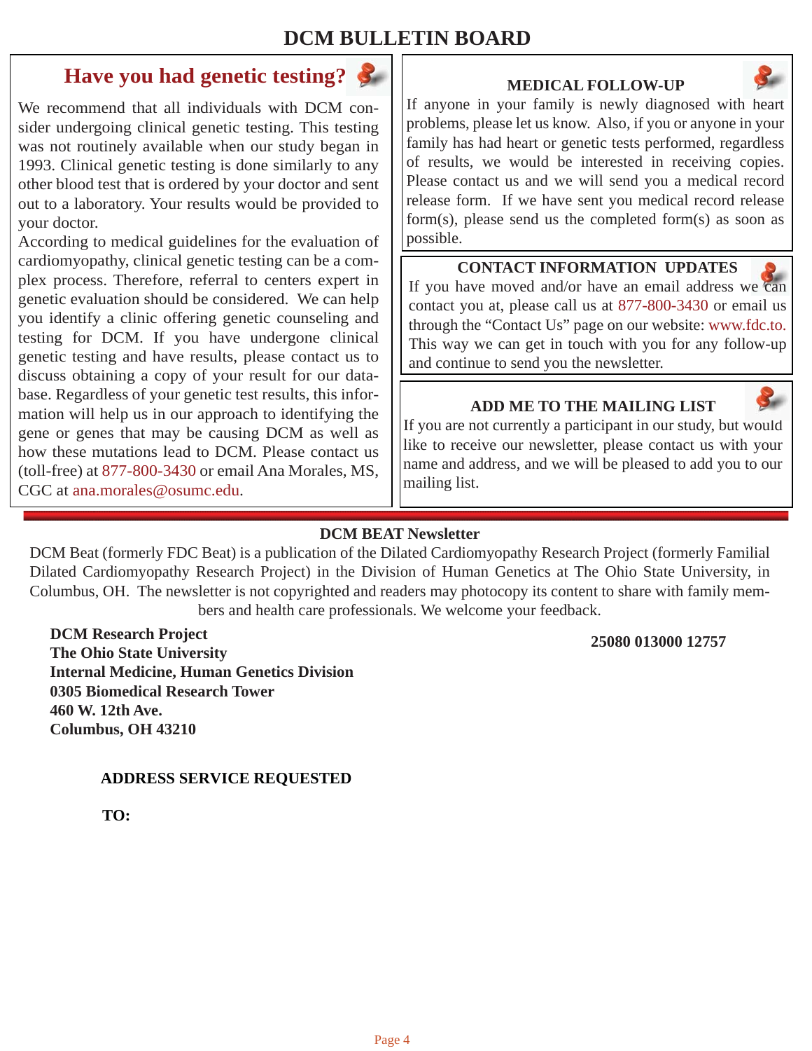# DCM BULLETIN BOARD

## Have you had genetic testing?

We recommend that all individuals with DCM consider undergoing clinical genetic testing. This testing was not routinely available when our study began in 1993. Clinical genetic testing is done similarly to any other blood test that is ordered by your doctor and sent out to a laboratory. Your results would be provided to your doctor.

According to medical guidelines for the evaluation of cardiomyopathy, clinical genetic testing can be a complex process. Therefore, referral to centers expert in genetic evaluation should be considered. We can help you identify a clinic offering genetic counseling and testing for DCM. If you have undergone clinical genetic testing and have results, please contact us to discuss obtaining a copy of your result for our database. Regardless of your genetic test results, this information will help us in our approach to identifying the gene or genes that may be causing DCM as well as how these mutations lead to DCM. Please contact us (toll-free) at 877-800-3430 or email Ana Morales, MS, CGC at ana.morales@osumc.edu.

### MEDICAL FOLLOW-UP

If anyone in your family is newly diagnosed with heart problems, please let us know. Also, if you or anyone in your family has had heart or genetic tests performed, regardless of results, we would be interested in receiving copies. Please contact us and we will send you a medical record release form. If we have sent you medical record release form(s), please send us the completed form(s) as soon as possible.

### CONTACT INFORMATION UPDATES

If you have moved and/or have an email address we can contact you at, please call us at 877-800-3430 or email us through the "Contact Us" page on our website: www.fdc.to. This way we can get in touch with you for any follow-up and continue to send you the newsletter.

### ADD ME TO THE MAILING LIST

If you are not currently a participant in our study, but would like to receive our newsletter, please contact us with your name and address, and we will be pleased to add you to our mailing list.

---

### DCM BEAT Newsletter

DCM Beat (formerly FDC Beat) is a publication of the Dilated Cardiomyopathy Research Project (formerly Familial Dilated Cardiomyopathy Research Project) in the Division of Human Genetics at The Ohio State University, in Columbus, OH. The newsletter is not copyrighted and readers may photocopy its content to share with family members and health care professionals. We welcome your feedback.

**DCM Research Project**
**The Ohio State University**
**Internal Medicine, Human Genetics Division**
**0305 Biomedical Research Tower**
**460 W. 12th Ave.**
**Columbus, OH 43210**

**25080 013000 12757**

**ADDRESS SERVICE REQUESTED**

**TO:**